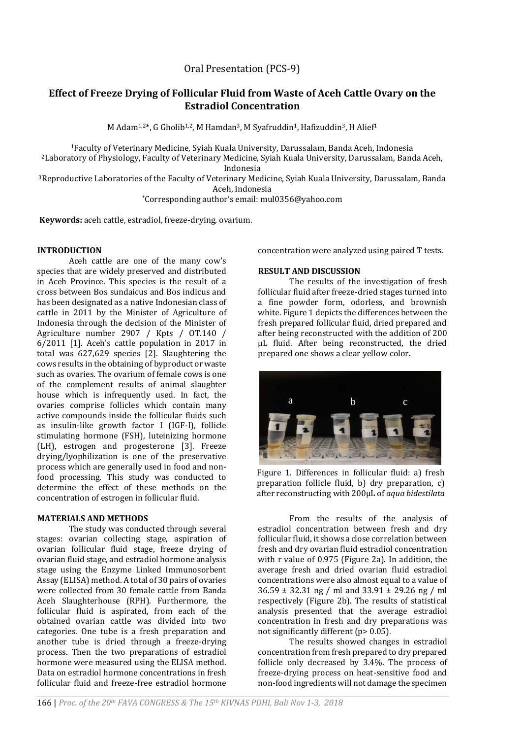Oral Presentation (PCS-9)

# Effect of Freeze Drying of Follicular Fluid from Waste of Aceh Cattle Ovary on the Estradiol Concentration

M Adam[1,2]*, G Gholib[1,2], M Hamdan[3], M Syafruddin[1], Hafizuddin[3], H Alief[1]

[1]Faculty of Veterinary Medicine, Syiah Kuala University, Darussalam, Banda Aceh, Indonesia
[2]Laboratory of Physiology, Faculty of Veterinary Medicine, Syiah Kuala University, Darussalam, Banda Aceh, Indonesia
[3]Reproductive Laboratories of the Faculty of Veterinary Medicine, Syiah Kuala University, Darussalam, Banda Aceh, Indonesia
*Corresponding author's email: mul0356@yahoo.com

**Keywords:** aceh cattle, estradiol, freeze-drying, ovarium.

## INTRODUCTION

Aceh cattle are one of the many cow's species that are widely preserved and distributed in Aceh Province. This species is the result of a cross between Bos sundaicus and Bos indicus and has been designated as a native Indonesian class of cattle in 2011 by the Minister of Agriculture of Indonesia through the decision of the Minister of Agriculture number 2907 / Kpts / OT.140 / 6/2011 [1]. Aceh's cattle population in 2017 in total was 627,629 species [2]. Slaughtering the cows results in the obtaining of byproduct or waste such as ovaries. The ovarium of female cows is one of the complement results of animal slaughter house which is infrequently used. In fact, the ovaries comprise follicles which contain many active compounds inside the follicular fluids such as insulin-like growth factor I (IGF-I), follicle stimulating hormone (FSH), luteinizing hormone (LH), estrogen and progesterone [3]. Freeze drying/lyophilization is one of the preservative process which are generally used in food and non-food processing. This study was conducted to determine the effect of these methods on the concentration of estrogen in follicular fluid.

## MATERIALS AND METHODS

The study was conducted through several stages: ovarian collecting stage, aspiration of ovarian follicular fluid stage, freeze drying of ovarian fluid stage, and estradiol hormone analysis stage using the Enzyme Linked Immunosorbent Assay (ELISA) method. A total of 30 pairs of ovaries were collected from 30 female cattle from Banda Aceh Slaughterhouse (RPH). Furthermore, the follicular fluid is aspirated, from each of the obtained ovarian cattle was divided into two categories. One tube is a fresh preparation and another tube is dried through a freeze-drying process. Then the two preparations of estradiol hormone were measured using the ELISA method. Data on estradiol hormone concentrations in fresh follicular fluid and freeze-free estradiol hormone concentration were analyzed using paired T tests.

## RESULT AND DISCUSSION

The results of the investigation of fresh follicular fluid after freeze-dried stages turned into a fine powder form, odorless, and brownish white. Figure 1 depicts the differences between the fresh prepared follicular fluid, dried prepared and after being reconstructed with the addition of 200 µL fluid. After being reconstructed, the dried prepared one shows a clear yellow color.

Figure 1. Differences in follicular fluid: a) fresh preparation follicle fluid, b) dry preparation, c) after reconstructing with 200µL of *aqua bidestilata*

From the results of the analysis of estradiol concentration between fresh and dry follicular fluid, it shows a close correlation between fresh and dry ovarian fluid estradiol concentration with r value of 0.975 (Figure 2a). In addition, the average fresh and dried ovarian fluid estradiol concentrations were also almost equal to a value of 36.59 ± 32.31 ng / ml and 33.91 ± 29.26 ng / ml respectively (Figure 2b). The results of statistical analysis presented that the average estradiol concentration in fresh and dry preparations was not significantly different ($p > 0.05$).

The results showed changes in estradiol concentration from fresh prepared to dry prepared follicle only decreased by 3.4%. The process of freeze-drying process on heat-sensitive food and non-food ingredients will not damage the specimen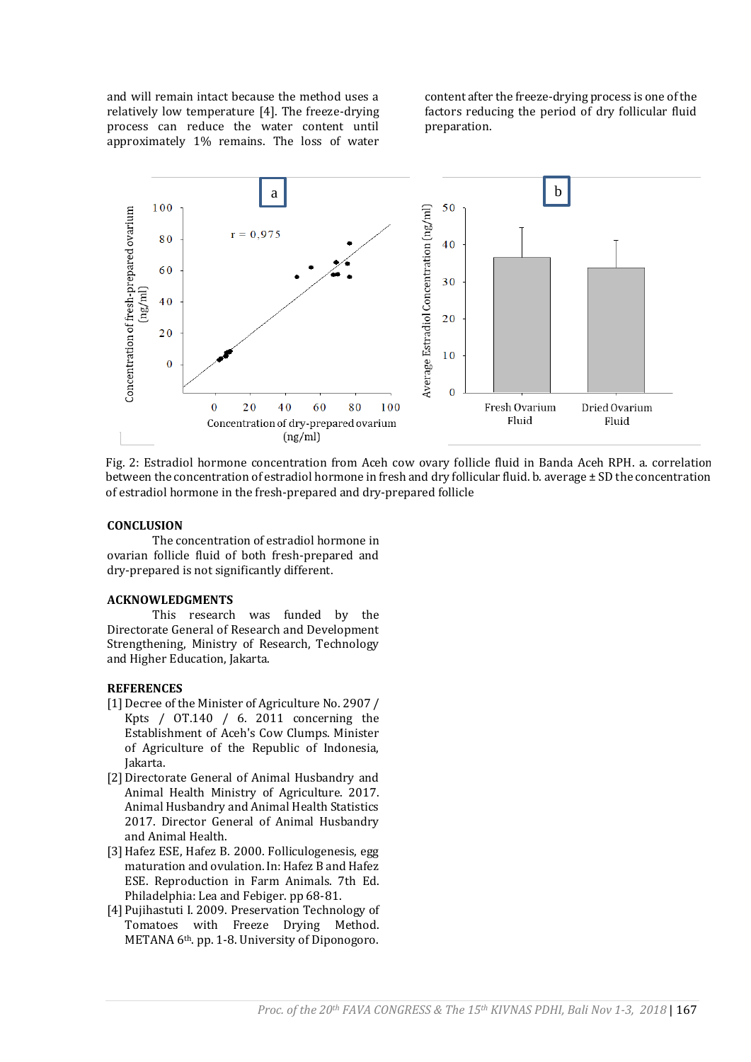and will remain intact because the method uses a relatively low temperature [4]. The freeze-drying process can reduce the water content until approximately 1% remains. The loss of water content after the freeze-drying process is one of the factors reducing the period of dry follicular fluid preparation.

a

r = 0,975

Concentration of fresh-prepared ovarium (ng/ml)

100
80
60
40
20
0

0 20 40 60 80 100

Concentration of dry-prepared ovarium (ng/ml)

b

Average Estradiol Concentration (ng/ml)

50
40
30
20
10
0

Fresh Ovarium Fluid

Dried Ovarium Fluid

Fig. 2: Estradiol hormone concentration from Aceh cow ovary follicle fluid in Banda Aceh RPH. a. correlation between the concentration of estradiol hormone in fresh and dry follicular fluid. b. average ± SD the concentration of estradiol hormone in the fresh-prepared and dry-prepared follicle

## CONCLUSION

The concentration of estradiol hormone in ovarian follicle fluid of both fresh-prepared and dry-prepared is not significantly different.

## ACKNOWLEDGMENTS

This research was funded by the Directorate General of Research and Development Strengthening, Ministry of Research, Technology and Higher Education, Jakarta.

## REFERENCES

[1] Decree of the Minister of Agriculture No. 2907 / Kpts / OT.140 / 6. 2011 concerning the Establishment of Aceh's Cow Clumps. Minister of Agriculture of the Republic of Indonesia, Jakarta.

[2] Directorate General of Animal Husbandry and Animal Health Ministry of Agriculture. 2017. Animal Husbandry and Animal Health Statistics 2017. Director General of Animal Husbandry and Animal Health.

[3] Hafez ESE, Hafez B. 2000. Folliculogenesis, egg maturation and ovulation. In: Hafez B and Hafez ESE. Reproduction in Farm Animals. 7th Ed. Philadelphia: Lea and Febiger. pp 68-81.

[4] Pujihastuti I. 2009. Preservation Technology of Tomatoes with Freeze Drying Method. METANA 6th. pp. 1-8. University of Diponogoro.